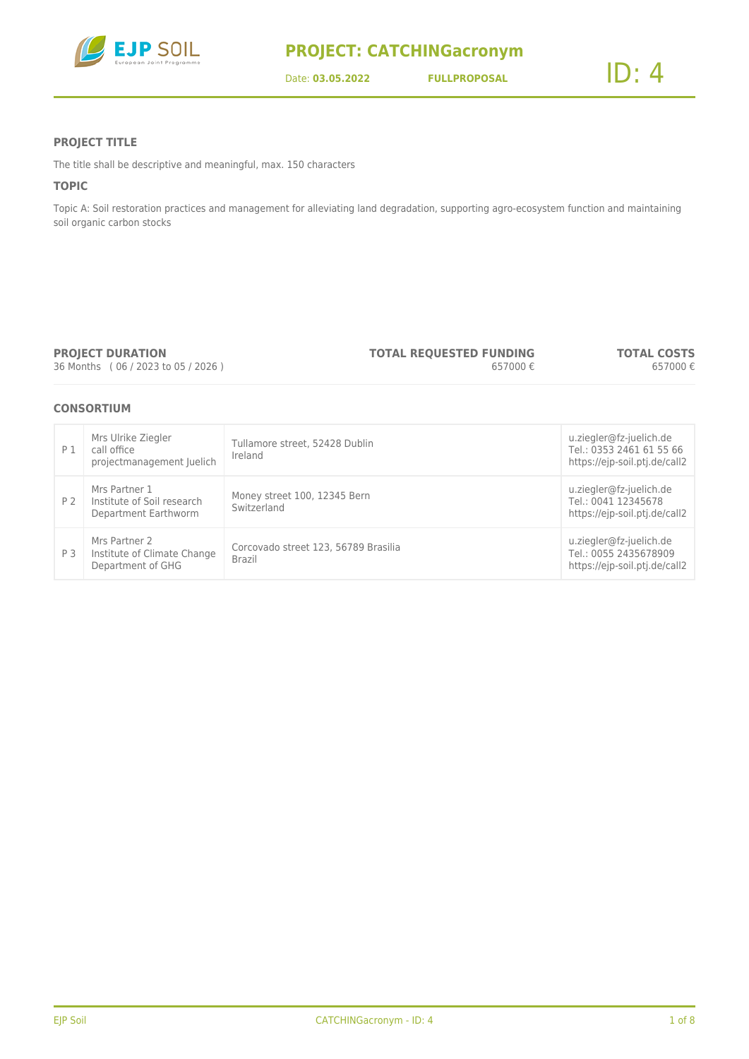# PROJECT: CATCHINGacronym

Date: **03.05.2022** **FULLPROPOSAL** ID: 4

### PROJECT TITLE

The title shall be descriptive and meaningful, max. 150 characters

### TOPIC

Topic A: Soil restoration practices and management for alleviating land degradation, supporting agro-ecosystem function and maintaining soil organic carbon stocks

| PROJECT DURATION | TOTAL REQUESTED FUNDING | TOTAL COSTS |
|---|---|---|
| 36 Months ( 06 / 2023 to 05 / 2026 ) | 657000 € | 657000 € |

### CONSORTIUM

| | | | |
|---|---|---|---|
| P 1 | Mrs Ulrike Ziegler<br>call office<br>projectmanagement Juelich | Tullamore street, 52428 Dublin<br>Ireland | u.ziegler@fz-juelich.de<br>Tel.: 0353 2461 61 55 66<br>https://ejp-soil.ptj.de/call2 |
| P 2 | Mrs Partner 1<br>Institute of Soil research<br>Department Earthworm | Money street 100, 12345 Bern<br>Switzerland | u.ziegler@fz-juelich.de<br>Tel.: 0041 12345678<br>https://ejp-soil.ptj.de/call2 |
| P 3 | Mrs Partner 2<br>Institute of Climate Change<br>Department of GHG | Corcovado street 123, 56789 Brasilia<br>Brazil | u.ziegler@fz-juelich.de<br>Tel.: 0055 2435678909<br>https://ejp-soil.ptj.de/call2 |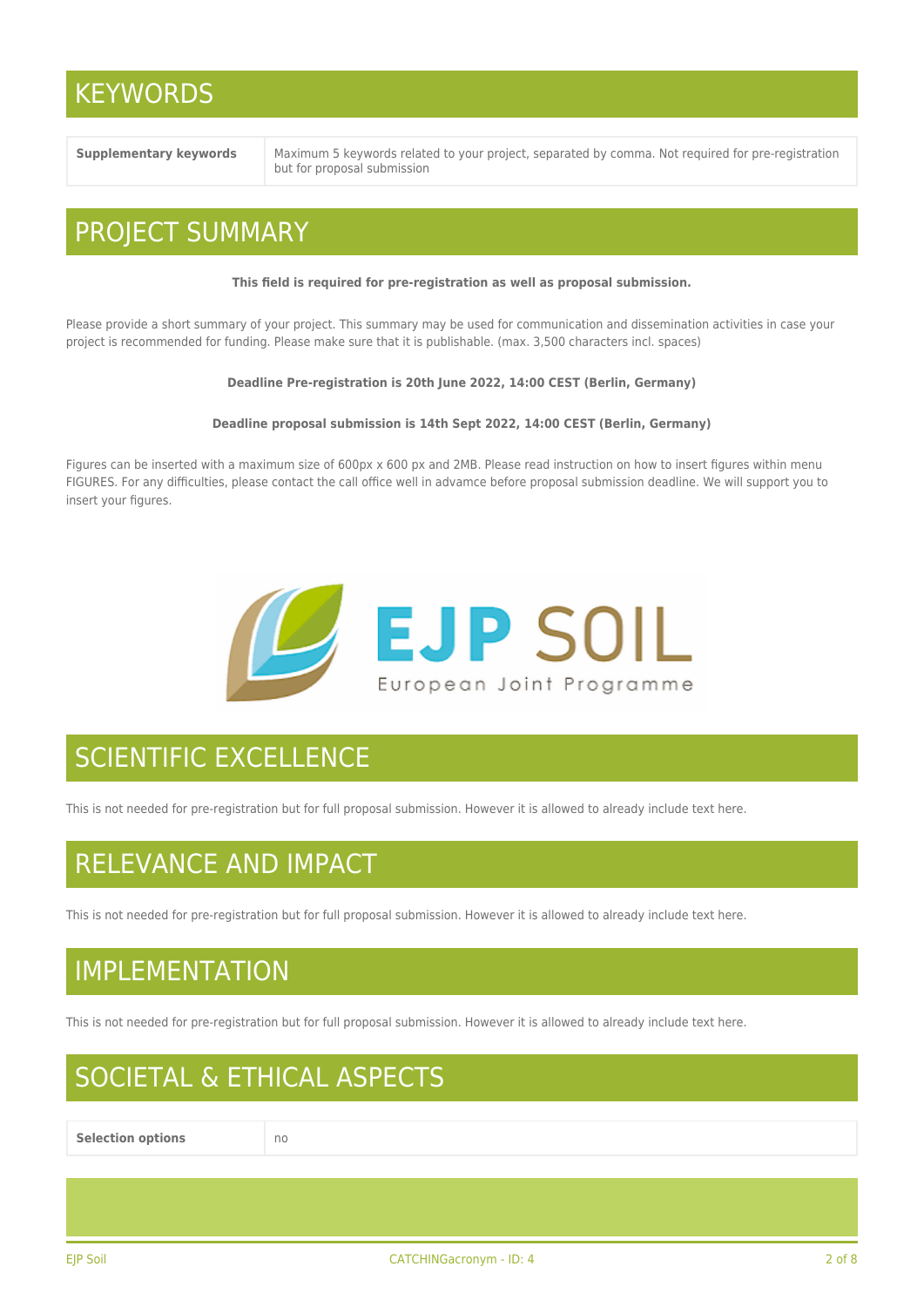# KEYWORDS

| **Supplementary keywords** | Maximum 5 keywords related to your project, separated by comma. Not required for pre-registration but for proposal submission |
|---|---|

# PROJECT SUMMARY

**This field is required for pre-registration as well as proposal submission.**

Please provide a short summary of your project. This summary may be used for communication and dissemination activities in case your project is recommended for funding. Please make sure that it is publishable. (max. 3,500 characters incl. spaces)

**Deadline Pre-registration is 20th June 2022, 14:00 CEST (Berlin, Germany)**

**Deadline proposal submission is 14th Sept 2022, 14:00 CEST (Berlin, Germany)**

Figures can be inserted with a maximum size of 600px x 600 px and 2MB. Please read instruction on how to insert figures within menu FIGURES. For any difficulties, please contact the call office well in advamce before proposal submission deadline. We will support you to insert your figures.

EJP SOIL
European Joint Programme

# SCIENTIFIC EXCELLENCE

This is not needed for pre-registration but for full proposal submission. However it is allowed to already include text here.

# RELEVANCE AND IMPACT

This is not needed for pre-registration but for full proposal submission. However it is allowed to already include text here.

# IMPLEMENTATION

This is not needed for pre-registration but for full proposal submission. However it is allowed to already include text here.

# SOCIETAL & ETHICAL ASPECTS

| **Selection options** | no |
|---|---|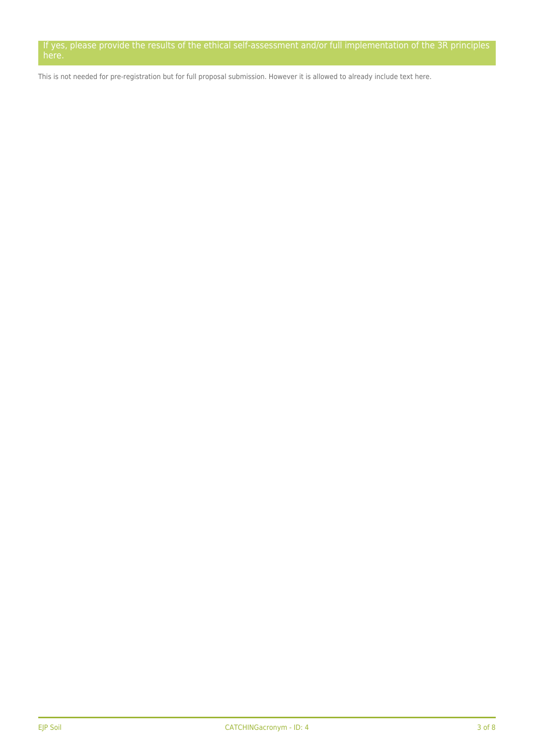## If yes, please provide the results of the ethical self-assessment and/or full implementation of the 3R principles here.

This is not needed for pre-registration but for full proposal submission. However it is allowed to already include text here.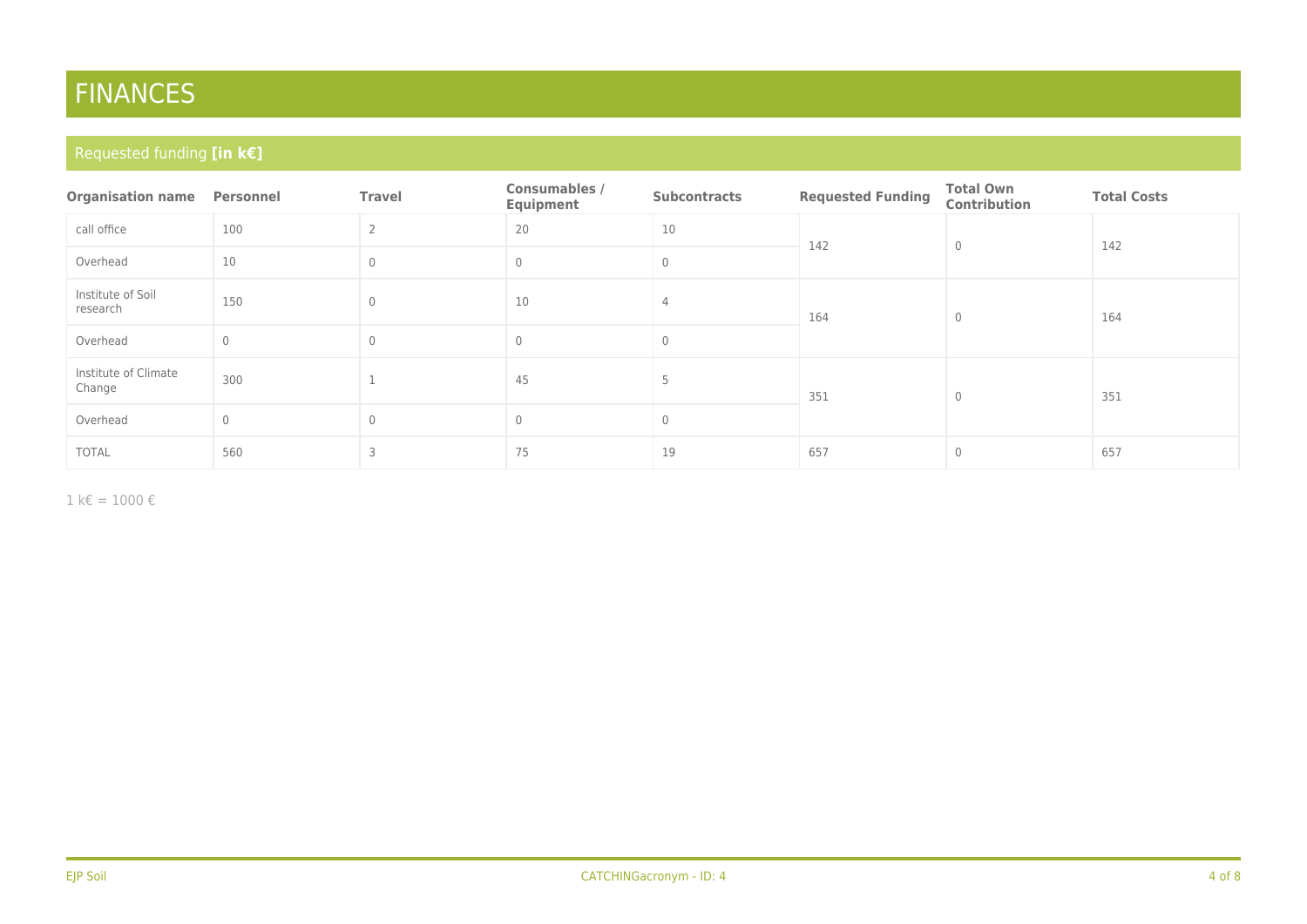# FINANCES

## Requested funding **[in k€]**

| Organisation name | Personnel | Travel | Consumables / Equipment | Subcontracts | Requested Funding | Total Own Contribution | Total Costs |
|---|---|---|---|---|---|---|---|
| call office | 100 | 2 | 20 | 10 | 142 | 0 | 142 |
| Overhead | 10 | 0 | 0 | 0 | | | |
| Institute of Soil research | 150 | 0 | 10 | 4 | 164 | 0 | 164 |
| Overhead | 0 | 0 | 0 | 0 | | | |
| Institute of Climate Change | 300 | 1 | 45 | 5 | 351 | 0 | 351 |
| Overhead | 0 | 0 | 0 | 0 | | | |
| TOTAL | 560 | 3 | 75 | 19 | 657 | 0 | 657 |

1 k€ = 1000 €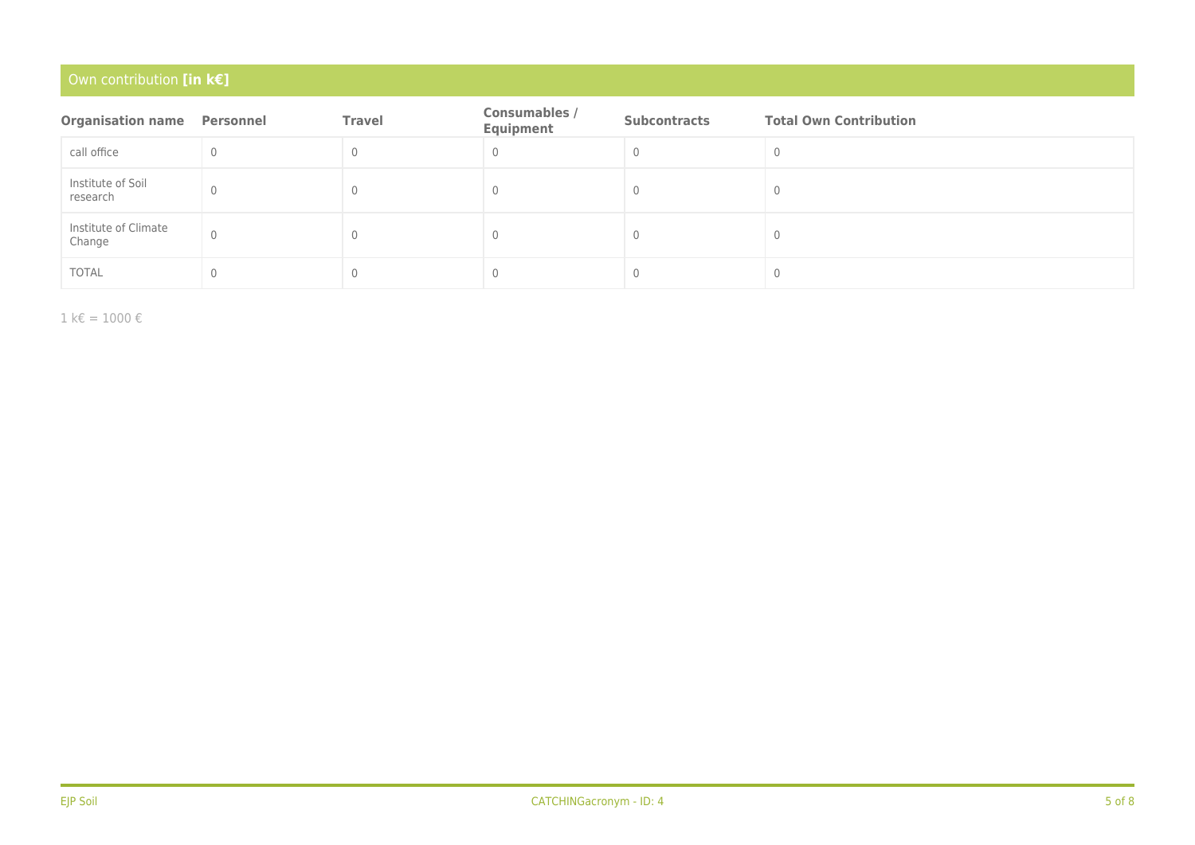## Own contribution **[in k€]**

| Organisation name | Personnel | Travel | Consumables / Equipment | Subcontracts | Total Own Contribution |
|---|---|---|---|---|---|
| call office | 0 | 0 | 0 | 0 | 0 |
| Institute of Soil research | 0 | 0 | 0 | 0 | 0 |
| Institute of Climate Change | 0 | 0 | 0 | 0 | 0 |
| TOTAL | 0 | 0 | 0 | 0 | 0 |

1 k€ = 1000 €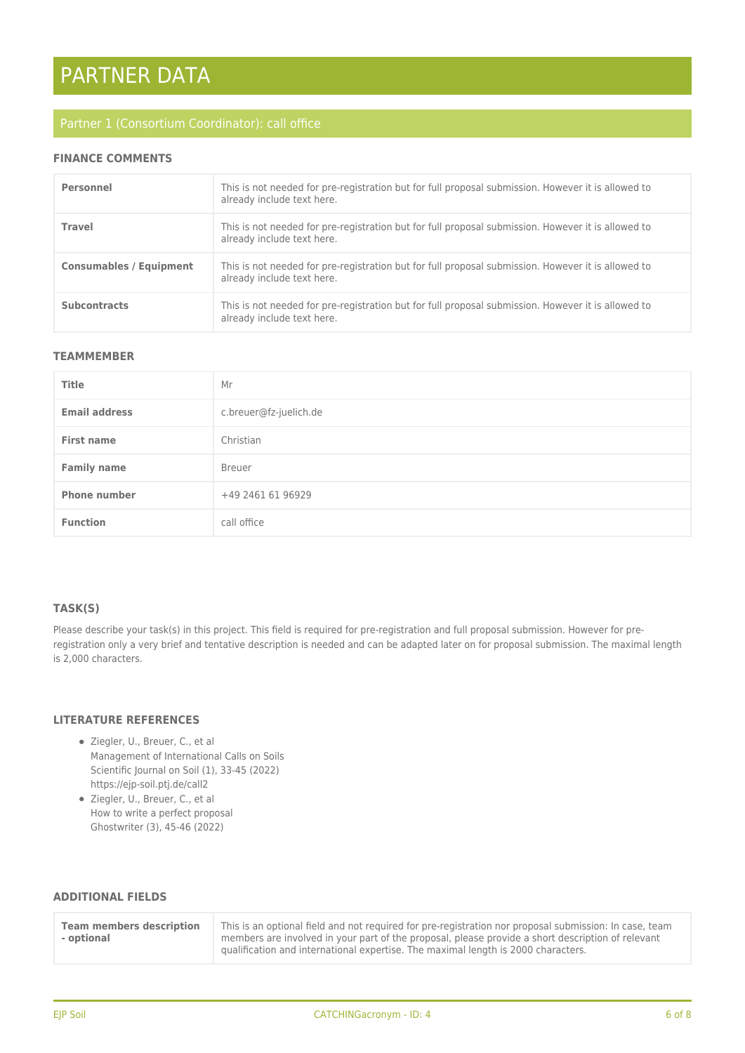# PARTNER DATA

## Partner 1 (Consortium Coordinator): call office

### FINANCE COMMENTS

| | |
|---|---|
| **Personnel** | This is not needed for pre-registration but for full proposal submission. However it is allowed to already include text here. |
| **Travel** | This is not needed for pre-registration but for full proposal submission. However it is allowed to already include text here. |
| **Consumables / Equipment** | This is not needed for pre-registration but for full proposal submission. However it is allowed to already include text here. |
| **Subcontracts** | This is not needed for pre-registration but for full proposal submission. However it is allowed to already include text here. |

### TEAMMEMBER

| | |
|---|---|
| **Title** | Mr |
| **Email address** | c.breuer@fz-juelich.de |
| **First name** | Christian |
| **Family name** | Breuer |
| **Phone number** | +49 2461 61 96929 |
| **Function** | call office |

### TASK(S)

Please describe your task(s) in this project. This field is required for pre-registration and full proposal submission. However for pre-registration only a very brief and tentative description is needed and can be adapted later on for proposal submission. The maximal length is 2,000 characters.

### LITERATURE REFERENCES

- Ziegler, U., Breuer, C., et al
  Management of International Calls on Soils
  Scientific Journal on Soil (1), 33-45 (2022)
  https://ejp-soil.ptj.de/call2
- Ziegler, U., Breuer, C., et al
  How to write a perfect proposal
  Ghostwriter (3), 45-46 (2022)

### ADDITIONAL FIELDS

| | |
|---|---|
| **Team members description - optional** | This is an optional field and not required for pre-registration nor proposal submission: In case, team members are involved in your part of the proposal, please provide a short description of relevant qualification and international expertise. The maximal length is 2000 characters. |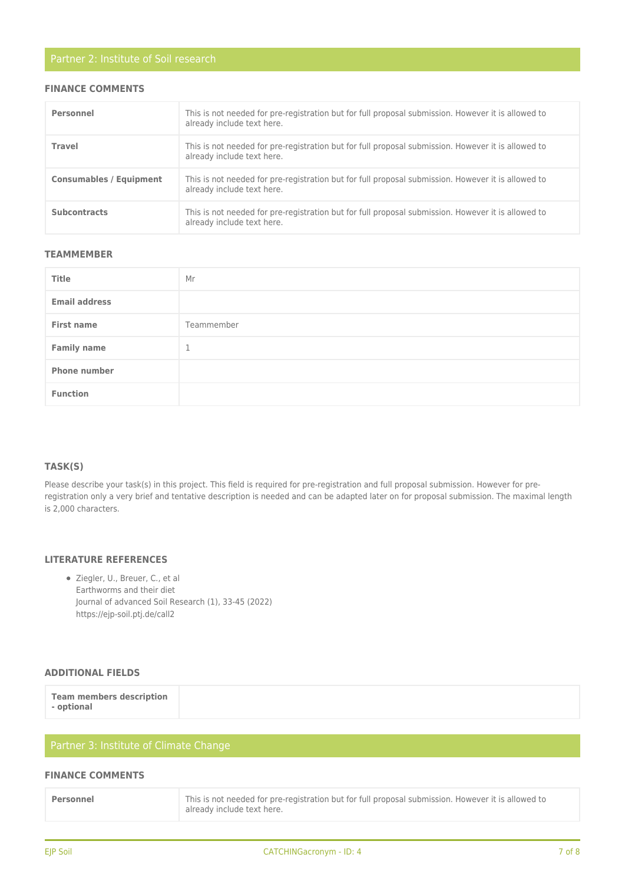## Partner 2: Institute of Soil research

### FINANCE COMMENTS

| | |
|---|---|
| **Personnel** | This is not needed for pre-registration but for full proposal submission. However it is allowed to already include text here. |
| **Travel** | This is not needed for pre-registration but for full proposal submission. However it is allowed to already include text here. |
| **Consumables / Equipment** | This is not needed for pre-registration but for full proposal submission. However it is allowed to already include text here. |
| **Subcontracts** | This is not needed for pre-registration but for full proposal submission. However it is allowed to already include text here. |

### TEAMMEMBER

| | |
|---|---|
| **Title** | Mr |
| **Email address** | |
| **First name** | Teammember |
| **Family name** | 1 |
| **Phone number** | |
| **Function** | |

### TASK(S)

Please describe your task(s) in this project. This field is required for pre-registration and full proposal submission. However for pre-registration only a very brief and tentative description is needed and can be adapted later on for proposal submission. The maximal length is 2,000 characters.

### LITERATURE REFERENCES

- Ziegler, U., Breuer, C., et al
  Earthworms and their diet
  Journal of advanced Soil Research (1), 33-45 (2022)
  https://ejp-soil.ptj.de/call2

### ADDITIONAL FIELDS

| | |
|---|---|
| **Team members description - optional** | |

## Partner 3: Institute of Climate Change

### FINANCE COMMENTS

| | |
|---|---|
| **Personnel** | This is not needed for pre-registration but for full proposal submission. However it is allowed to already include text here. |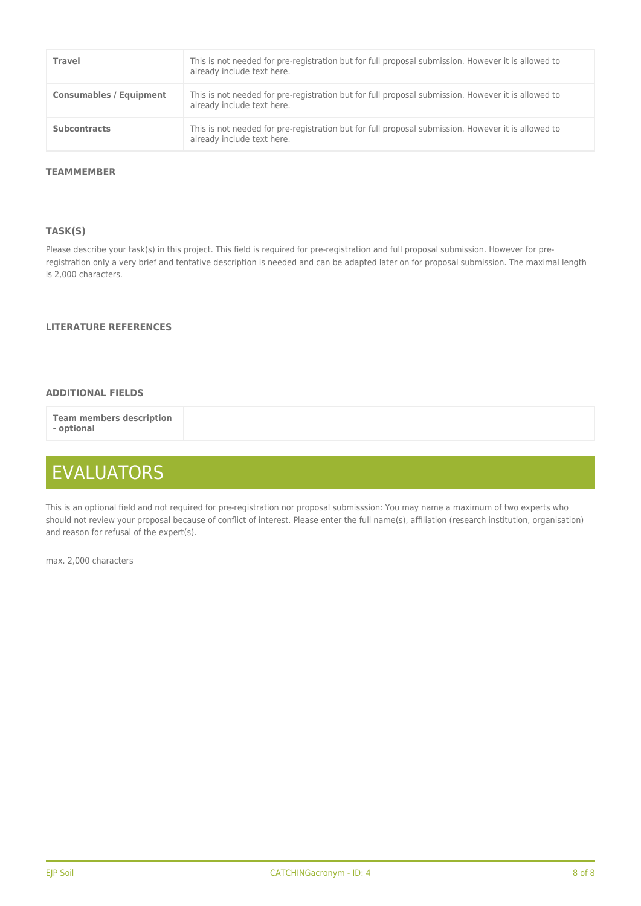| | |
|---|---|
| **Travel** | This is not needed for pre-registration but for full proposal submission. However it is allowed to already include text here. |
| **Consumables / Equipment** | This is not needed for pre-registration but for full proposal submission. However it is allowed to already include text here. |
| **Subcontracts** | This is not needed for pre-registration but for full proposal submission. However it is allowed to already include text here. |

#### TEAMMEMBER

#### TASK(S)

Please describe your task(s) in this project. This field is required for pre-registration and full proposal submission. However for pre-registration only a very brief and tentative description is needed and can be adapted later on for proposal submission. The maximal length is 2,000 characters.

#### LITERATURE REFERENCES

#### ADDITIONAL FIELDS

| | |
|---|---|
| **Team members description - optional** | |

# EVALUATORS

This is an optional field and not required for pre-registration nor proposal submisssion: You may name a maximum of two experts who should not review your proposal because of conflict of interest. Please enter the full name(s), affiliation (research institution, organisation) and reason for refusal of the expert(s).

max. 2,000 characters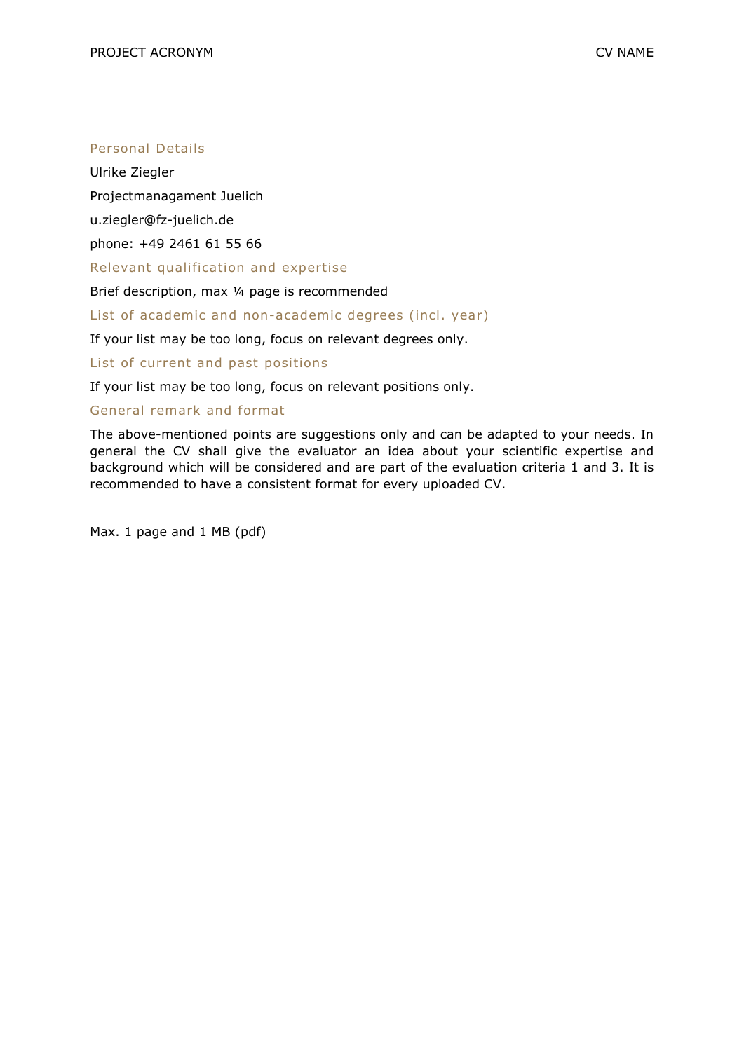## Personal Details

Ulrike Ziegler

Projectmanagament Juelich

u.ziegler@fz-juelich.de

phone: +49 2461 61 55 66

## Relevant qualification and expertise

Brief description, max ¼ page is recommended

## List of academic and non-academic degrees (incl. year)

If your list may be too long, focus on relevant degrees only.

## List of current and past positions

If your list may be too long, focus on relevant positions only.

## General remark and format

The above-mentioned points are suggestions only and can be adapted to your needs. In general the CV shall give the evaluator an idea about your scientific expertise and background which will be considered and are part of the evaluation criteria 1 and 3. It is recommended to have a consistent format for every uploaded CV.

Max. 1 page and 1 MB (pdf)